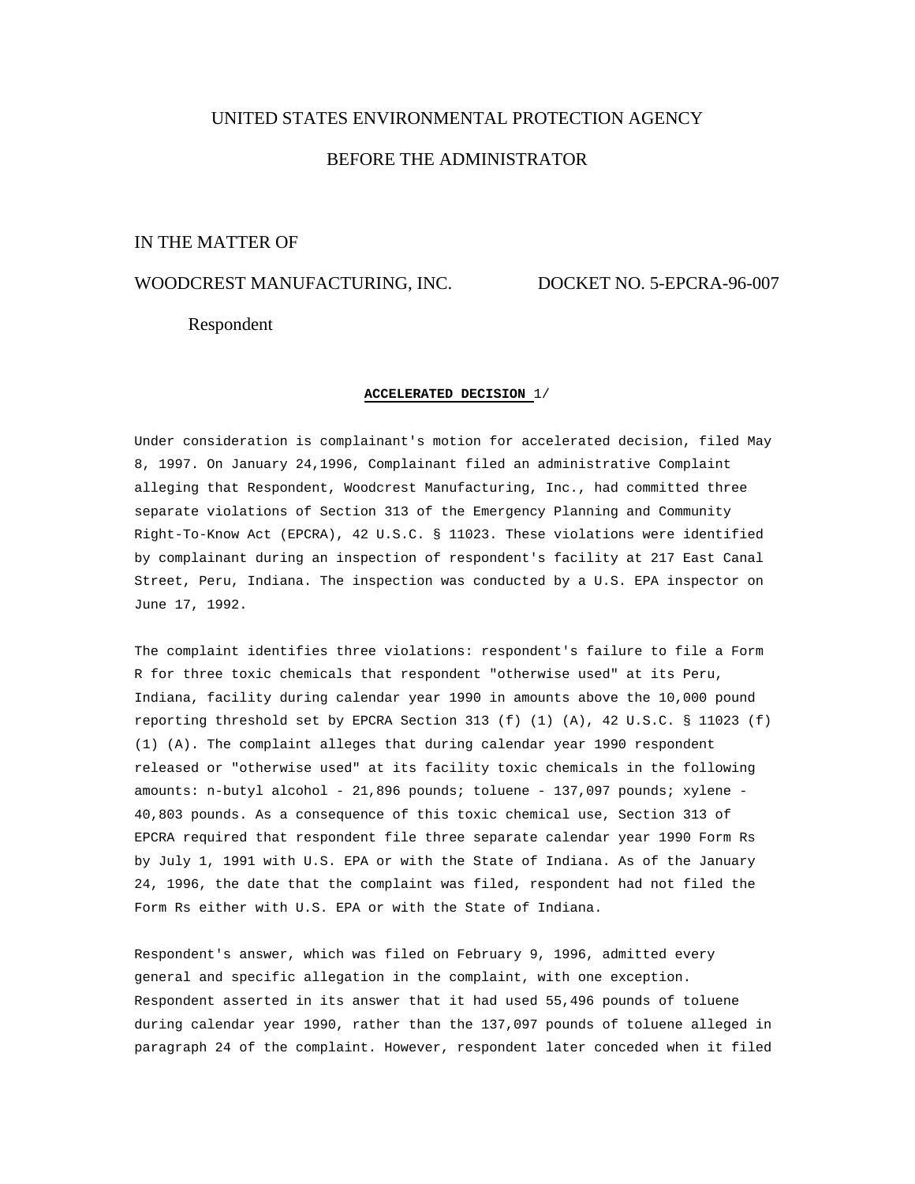UNITED STATES ENVIRONMENTAL PROTECTION AGENCY

BEFORE THE ADMINISTRATOR

IN THE MATTER OF

WOODCREST MANUFACTURING, INC. DOCKET NO. 5-EPCRA-96-007

Respondent

**ACCELERATED DECISION** 1/

Under consideration is complainant's motion for accelerated decision, filed May 8, 1997. On January 24,1996, Complainant filed an administrative Complaint alleging that Respondent, Woodcrest Manufacturing, Inc., had committed three separate violations of Section 313 of the Emergency Planning and Community Right-To-Know Act (EPCRA), 42 U.S.C. § 11023. These violations were identified by complainant during an inspection of respondent's facility at 217 East Canal Street, Peru, Indiana. The inspection was conducted by a U.S. EPA inspector on June 17, 1992.

The complaint identifies three violations: respondent's failure to file a Form R for three toxic chemicals that respondent "otherwise used" at its Peru, Indiana, facility during calendar year 1990 in amounts above the 10,000 pound reporting threshold set by EPCRA Section 313 (f) (1) (A), 42 U.S.C. § 11023 (f) (1) (A). The complaint alleges that during calendar year 1990 respondent released or "otherwise used" at its facility toxic chemicals in the following amounts: n-butyl alcohol - 21,896 pounds; toluene - 137,097 pounds; xylene - 40,803 pounds. As a consequence of this toxic chemical use, Section 313 of EPCRA required that respondent file three separate calendar year 1990 Form Rs by July 1, 1991 with U.S. EPA or with the State of Indiana. As of the January 24, 1996, the date that the complaint was filed, respondent had not filed the Form Rs either with U.S. EPA or with the State of Indiana.

Respondent's answer, which was filed on February 9, 1996, admitted every general and specific allegation in the complaint, with one exception. Respondent asserted in its answer that it had used 55,496 pounds of toluene during calendar year 1990, rather than the 137,097 pounds of toluene alleged in paragraph 24 of the complaint. However, respondent later conceded when it filed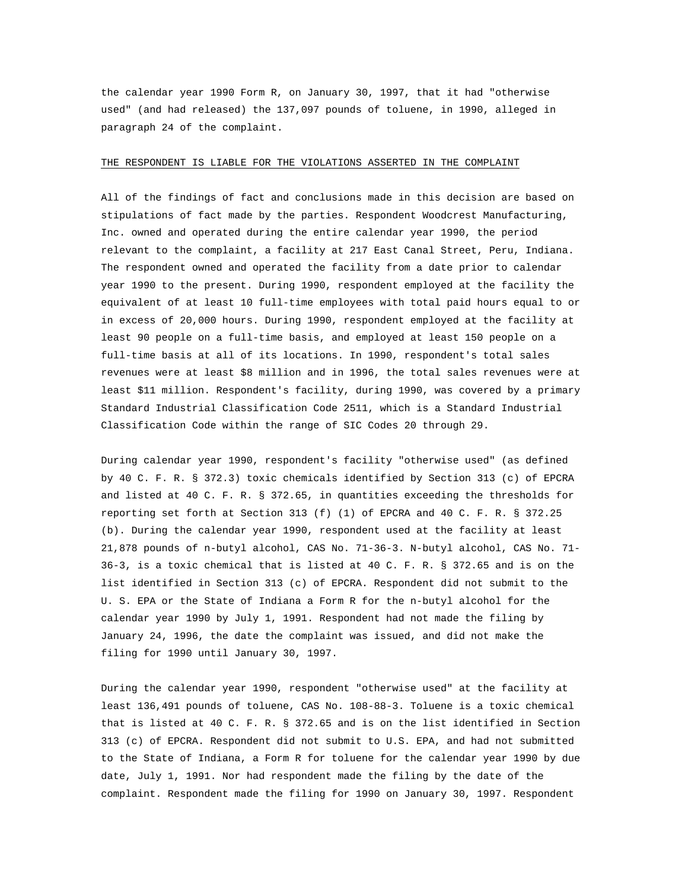the calendar year 1990 Form R, on January 30, 1997, that it had "otherwise used" (and had released) the 137,097 pounds of toluene, in 1990, alleged in paragraph 24 of the complaint.

## THE RESPONDENT IS LIABLE FOR THE VIOLATIONS ASSERTED IN THE COMPLAINT

All of the findings of fact and conclusions made in this decision are based on stipulations of fact made by the parties. Respondent Woodcrest Manufacturing, Inc. owned and operated during the entire calendar year 1990, the period relevant to the complaint, a facility at 217 East Canal Street, Peru, Indiana. The respondent owned and operated the facility from a date prior to calendar year 1990 to the present. During 1990, respondent employed at the facility the equivalent of at least 10 full-time employees with total paid hours equal to or in excess of 20,000 hours. During 1990, respondent employed at the facility at least 90 people on a full-time basis, and employed at least 150 people on a full-time basis at all of its locations. In 1990, respondent's total sales revenues were at least $8 million and in 1996, the total sales revenues were at least $11 million. Respondent's facility, during 1990, was covered by a primary Standard Industrial Classification Code 2511, which is a Standard Industrial Classification Code within the range of SIC Codes 20 through 29.

During calendar year 1990, respondent's facility "otherwise used" (as defined by 40 C. F. R. § 372.3) toxic chemicals identified by Section 313 (c) of EPCRA and listed at 40 C. F. R. § 372.65, in quantities exceeding the thresholds for reporting set forth at Section 313 (f) (1) of EPCRA and 40 C. F. R. § 372.25 (b). During the calendar year 1990, respondent used at the facility at least 21,878 pounds of n-butyl alcohol, CAS No. 71-36-3. N-butyl alcohol, CAS No. 71-36-3, is a toxic chemical that is listed at 40 C. F. R. § 372.65 and is on the list identified in Section 313 (c) of EPCRA. Respondent did not submit to the U. S. EPA or the State of Indiana a Form R for the n-butyl alcohol for the calendar year 1990 by July 1, 1991. Respondent had not made the filing by January 24, 1996, the date the complaint was issued, and did not make the filing for 1990 until January 30, 1997.

During the calendar year 1990, respondent "otherwise used" at the facility at least 136,491 pounds of toluene, CAS No. 108-88-3. Toluene is a toxic chemical that is listed at 40 C. F. R. § 372.65 and is on the list identified in Section 313 (c) of EPCRA. Respondent did not submit to U.S. EPA, and had not submitted to the State of Indiana, a Form R for toluene for the calendar year 1990 by due date, July 1, 1991. Nor had respondent made the filing by the date of the complaint. Respondent made the filing for 1990 on January 30, 1997. Respondent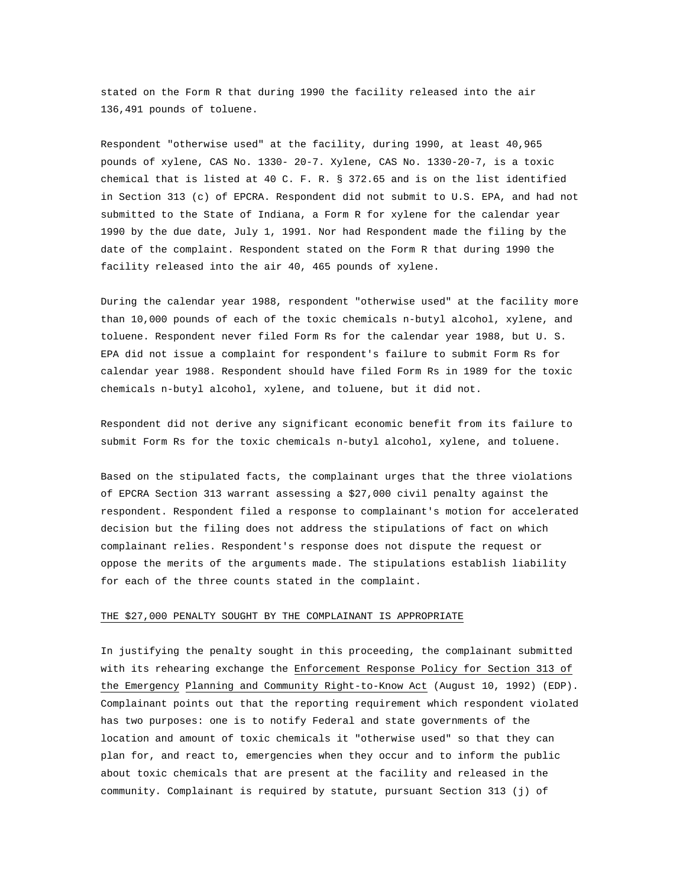stated on the Form R that during 1990 the facility released into the air 136,491 pounds of toluene.

Respondent "otherwise used" at the facility, during 1990, at least 40,965 pounds of xylene, CAS No. 1330- 20-7. Xylene, CAS No. 1330-20-7, is a toxic chemical that is listed at 40 C. F. R. § 372.65 and is on the list identified in Section 313 (c) of EPCRA. Respondent did not submit to U.S. EPA, and had not submitted to the State of Indiana, a Form R for xylene for the calendar year 1990 by the due date, July 1, 1991. Nor had Respondent made the filing by the date of the complaint. Respondent stated on the Form R that during 1990 the facility released into the air 40, 465 pounds of xylene.

During the calendar year 1988, respondent "otherwise used" at the facility more than 10,000 pounds of each of the toxic chemicals n-butyl alcohol, xylene, and toluene. Respondent never filed Form Rs for the calendar year 1988, but U. S. EPA did not issue a complaint for respondent's failure to submit Form Rs for calendar year 1988. Respondent should have filed Form Rs in 1989 for the toxic chemicals n-butyl alcohol, xylene, and toluene, but it did not.

Respondent did not derive any significant economic benefit from its failure to submit Form Rs for the toxic chemicals n-butyl alcohol, xylene, and toluene.

Based on the stipulated facts, the complainant urges that the three violations of EPCRA Section 313 warrant assessing a $27,000 civil penalty against the respondent. Respondent filed a response to complainant's motion for accelerated decision but the filing does not address the stipulations of fact on which complainant relies. Respondent's response does not dispute the request or oppose the merits of the arguments made. The stipulations establish liability for each of the three counts stated in the complaint.

THE $27,000 PENALTY SOUGHT BY THE COMPLAINANT IS APPROPRIATE

In justifying the penalty sought in this proceeding, the complainant submitted with its rehearing exchange the Enforcement Response Policy for Section 313 of the Emergency Planning and Community Right-to-Know Act (August 10, 1992) (EDP). Complainant points out that the reporting requirement which respondent violated has two purposes: one is to notify Federal and state governments of the location and amount of toxic chemicals it "otherwise used" so that they can plan for, and react to, emergencies when they occur and to inform the public about toxic chemicals that are present at the facility and released in the community. Complainant is required by statute, pursuant Section 313 (j) of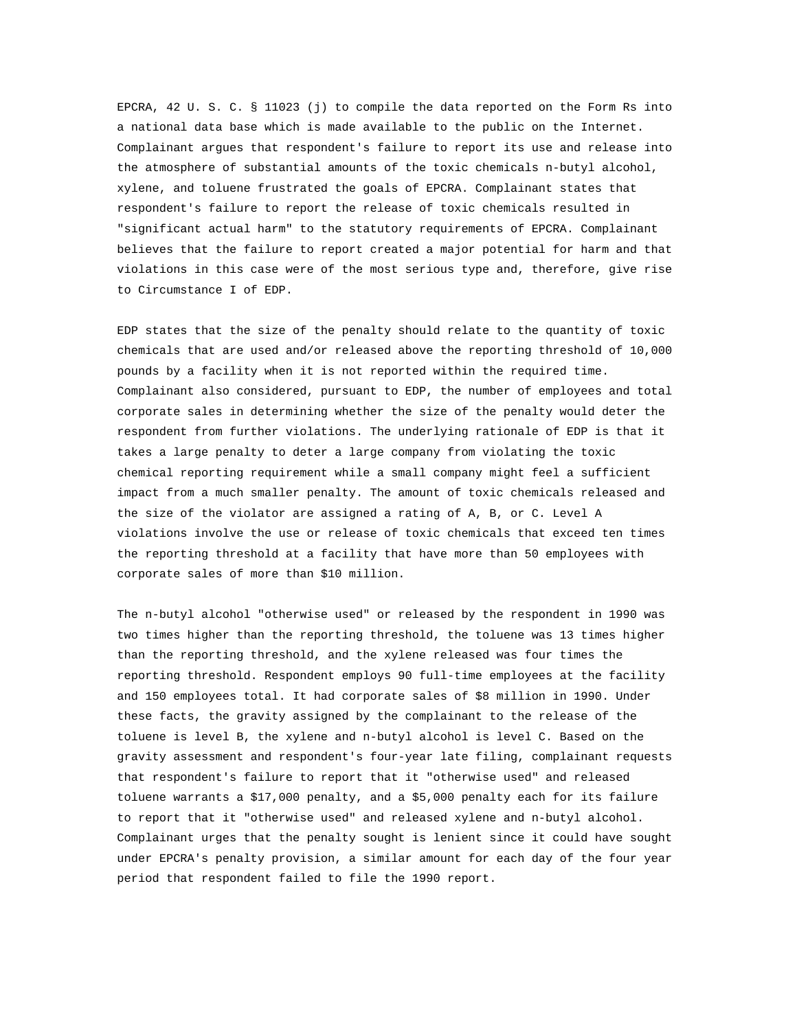EPCRA, 42 U. S. C. § 11023 (j) to compile the data reported on the Form Rs into a national data base which is made available to the public on the Internet. Complainant argues that respondent's failure to report its use and release into the atmosphere of substantial amounts of the toxic chemicals n-butyl alcohol, xylene, and toluene frustrated the goals of EPCRA. Complainant states that respondent's failure to report the release of toxic chemicals resulted in "significant actual harm" to the statutory requirements of EPCRA. Complainant believes that the failure to report created a major potential for harm and that violations in this case were of the most serious type and, therefore, give rise to Circumstance I of EDP.

EDP states that the size of the penalty should relate to the quantity of toxic chemicals that are used and/or released above the reporting threshold of 10,000 pounds by a facility when it is not reported within the required time. Complainant also considered, pursuant to EDP, the number of employees and total corporate sales in determining whether the size of the penalty would deter the respondent from further violations. The underlying rationale of EDP is that it takes a large penalty to deter a large company from violating the toxic chemical reporting requirement while a small company might feel a sufficient impact from a much smaller penalty. The amount of toxic chemicals released and the size of the violator are assigned a rating of A, B, or C. Level A violations involve the use or release of toxic chemicals that exceed ten times the reporting threshold at a facility that have more than 50 employees with corporate sales of more than $10 million.

The n-butyl alcohol "otherwise used" or released by the respondent in 1990 was two times higher than the reporting threshold, the toluene was 13 times higher than the reporting threshold, and the xylene released was four times the reporting threshold. Respondent employs 90 full-time employees at the facility and 150 employees total. It had corporate sales of $8 million in 1990. Under these facts, the gravity assigned by the complainant to the release of the toluene is level B, the xylene and n-butyl alcohol is level C. Based on the gravity assessment and respondent's four-year late filing, complainant requests that respondent's failure to report that it "otherwise used" and released toluene warrants a $17,000 penalty, and a $5,000 penalty each for its failure to report that it "otherwise used" and released xylene and n-butyl alcohol. Complainant urges that the penalty sought is lenient since it could have sought under EPCRA's penalty provision, a similar amount for each day of the four year period that respondent failed to file the 1990 report.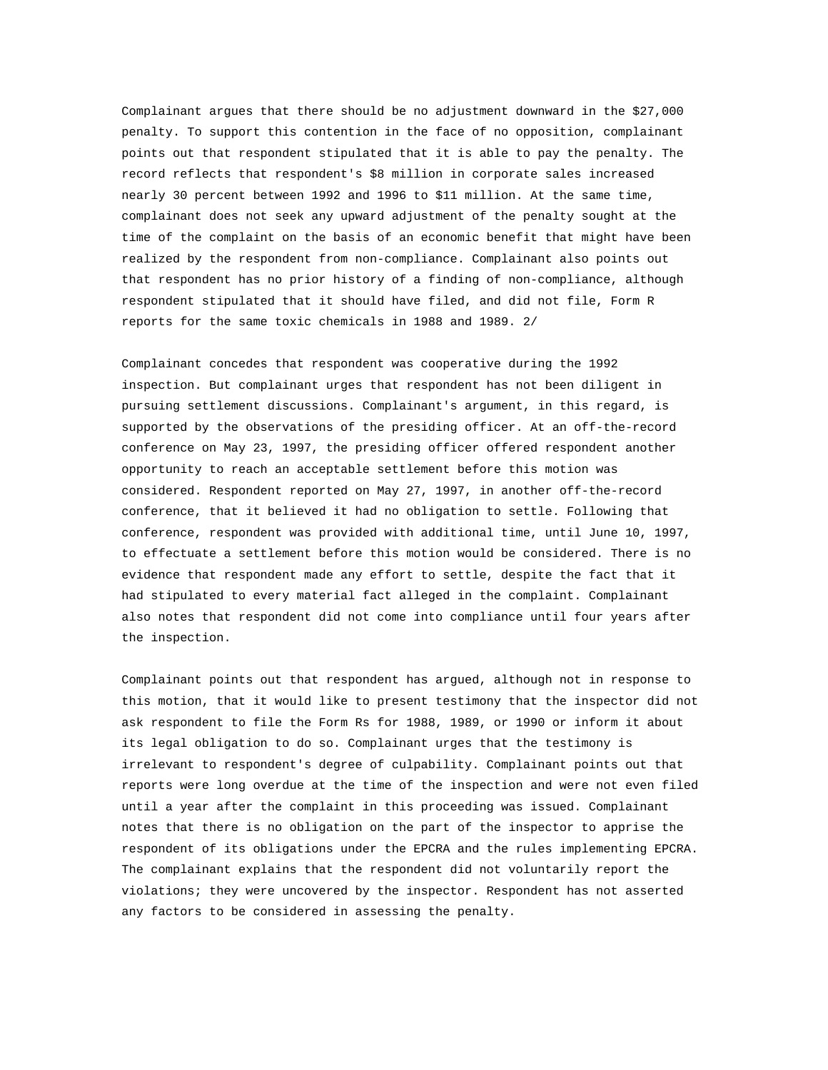Complainant argues that there should be no adjustment downward in the $27,000 penalty. To support this contention in the face of no opposition, complainant points out that respondent stipulated that it is able to pay the penalty. The record reflects that respondent's $8 million in corporate sales increased nearly 30 percent between 1992 and 1996 to $11 million. At the same time, complainant does not seek any upward adjustment of the penalty sought at the time of the complaint on the basis of an economic benefit that might have been realized by the respondent from non-compliance. Complainant also points out that respondent has no prior history of a finding of non-compliance, although respondent stipulated that it should have filed, and did not file, Form R reports for the same toxic chemicals in 1988 and 1989. 2/

Complainant concedes that respondent was cooperative during the 1992 inspection. But complainant urges that respondent has not been diligent in pursuing settlement discussions. Complainant's argument, in this regard, is supported by the observations of the presiding officer. At an off-the-record conference on May 23, 1997, the presiding officer offered respondent another opportunity to reach an acceptable settlement before this motion was considered. Respondent reported on May 27, 1997, in another off-the-record conference, that it believed it had no obligation to settle. Following that conference, respondent was provided with additional time, until June 10, 1997, to effectuate a settlement before this motion would be considered. There is no evidence that respondent made any effort to settle, despite the fact that it had stipulated to every material fact alleged in the complaint. Complainant also notes that respondent did not come into compliance until four years after the inspection.

Complainant points out that respondent has argued, although not in response to this motion, that it would like to present testimony that the inspector did not ask respondent to file the Form Rs for 1988, 1989, or 1990 or inform it about its legal obligation to do so. Complainant urges that the testimony is irrelevant to respondent's degree of culpability. Complainant points out that reports were long overdue at the time of the inspection and were not even filed until a year after the complaint in this proceeding was issued. Complainant notes that there is no obligation on the part of the inspector to apprise the respondent of its obligations under the EPCRA and the rules implementing EPCRA. The complainant explains that the respondent did not voluntarily report the violations; they were uncovered by the inspector. Respondent has not asserted any factors to be considered in assessing the penalty.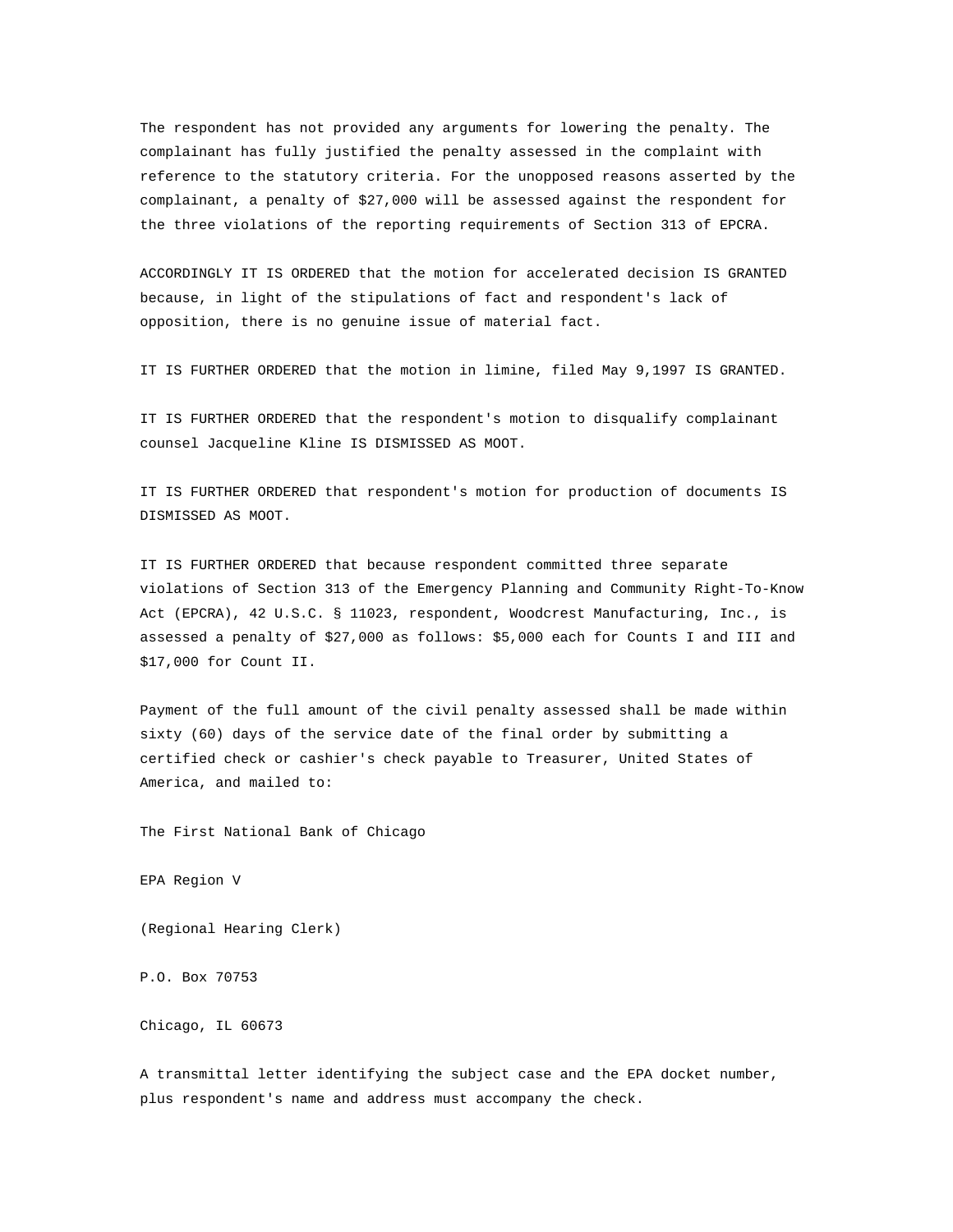The respondent has not provided any arguments for lowering the penalty. The complainant has fully justified the penalty assessed in the complaint with reference to the statutory criteria. For the unopposed reasons asserted by the complainant, a penalty of $27,000 will be assessed against the respondent for the three violations of the reporting requirements of Section 313 of EPCRA.

ACCORDINGLY IT IS ORDERED that the motion for accelerated decision IS GRANTED because, in light of the stipulations of fact and respondent's lack of opposition, there is no genuine issue of material fact.

IT IS FURTHER ORDERED that the motion in limine, filed May 9,1997 IS GRANTED.

IT IS FURTHER ORDERED that the respondent's motion to disqualify complainant counsel Jacqueline Kline IS DISMISSED AS MOOT.

IT IS FURTHER ORDERED that respondent's motion for production of documents IS DISMISSED AS MOOT.

IT IS FURTHER ORDERED that because respondent committed three separate violations of Section 313 of the Emergency Planning and Community Right-To-Know Act (EPCRA), 42 U.S.C. § 11023, respondent, Woodcrest Manufacturing, Inc., is assessed a penalty of $27,000 as follows: $5,000 each for Counts I and III and $17,000 for Count II.

Payment of the full amount of the civil penalty assessed shall be made within sixty (60) days of the service date of the final order by submitting a certified check or cashier's check payable to Treasurer, United States of America, and mailed to:

The First National Bank of Chicago

EPA Region V

(Regional Hearing Clerk)

P.O. Box 70753

Chicago, IL 60673

A transmittal letter identifying the subject case and the EPA docket number, plus respondent's name and address must accompany the check.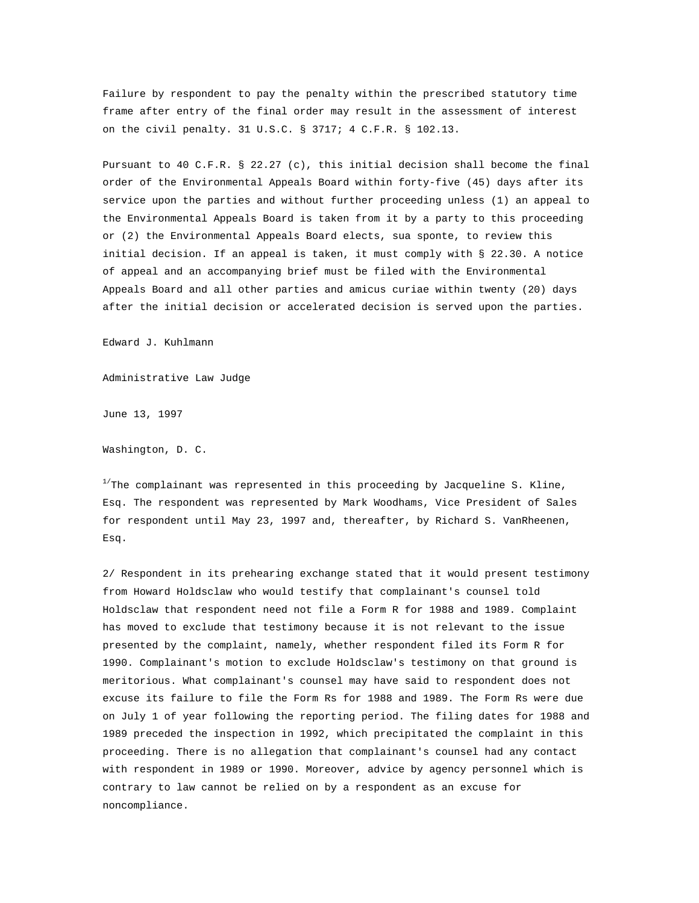Failure by respondent to pay the penalty within the prescribed statutory time frame after entry of the final order may result in the assessment of interest on the civil penalty. 31 U.S.C. § 3717; 4 C.F.R. § 102.13.

Pursuant to 40 C.F.R. § 22.27 (c), this initial decision shall become the final order of the Environmental Appeals Board within forty-five (45) days after its service upon the parties and without further proceeding unless (1) an appeal to the Environmental Appeals Board is taken from it by a party to this proceeding or (2) the Environmental Appeals Board elects, sua sponte, to review this initial decision. If an appeal is taken, it must comply with § 22.30. A notice of appeal and an accompanying brief must be filed with the Environmental Appeals Board and all other parties and amicus curiae within twenty (20) days after the initial decision or accelerated decision is served upon the parties.

Edward J. Kuhlmann

Administrative Law Judge

June 13, 1997

Washington, D. C.

1/ The complainant was represented in this proceeding by Jacqueline S. Kline, Esq. The respondent was represented by Mark Woodhams, Vice President of Sales for respondent until May 23, 1997 and, thereafter, by Richard S. VanRheenen, Esq.

2/ Respondent in its prehearing exchange stated that it would present testimony from Howard Holdsclaw who would testify that complainant's counsel told Holdsclaw that respondent need not file a Form R for 1988 and 1989. Complaint has moved to exclude that testimony because it is not relevant to the issue presented by the complaint, namely, whether respondent filed its Form R for 1990. Complainant's motion to exclude Holdsclaw's testimony on that ground is meritorious. What complainant's counsel may have said to respondent does not excuse its failure to file the Form Rs for 1988 and 1989. The Form Rs were due on July 1 of year following the reporting period. The filing dates for 1988 and 1989 preceded the inspection in 1992, which precipitated the complaint in this proceeding. There is no allegation that complainant's counsel had any contact with respondent in 1989 or 1990. Moreover, advice by agency personnel which is contrary to law cannot be relied on by a respondent as an excuse for noncompliance.